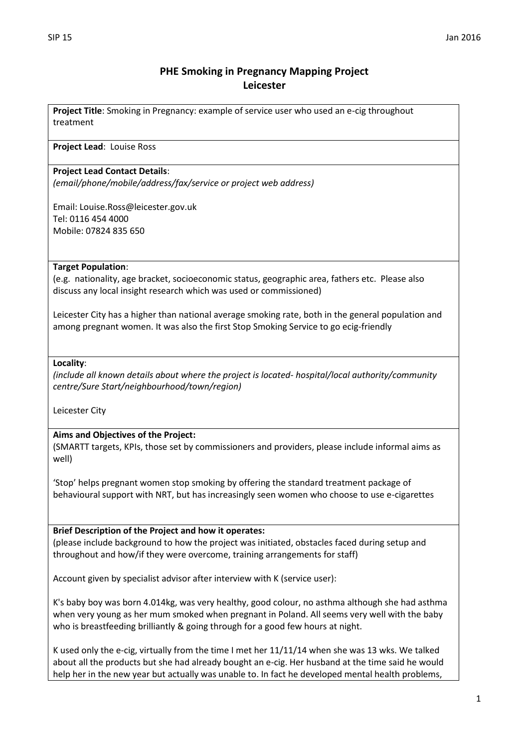# PHE Smoking in Pregnancy Mapping Project
## Leicester

**Project Title**: Smoking in Pregnancy: example of service user who used an e-cig throughout treatment

**Project Lead**: Louise Ross

**Project Lead Contact Details**:
*(email/phone/mobile/address/fax/service or project web address)*

Email: Louise.Ross@leicester.gov.uk
Tel: 0116 454 4000
Mobile: 07824 835 650

**Target Population**:
(e.g. nationality, age bracket, socioeconomic status, geographic area, fathers etc. Please also discuss any local insight research which was used or commissioned)

Leicester City has a higher than national average smoking rate, both in the general population and among pregnant women. It was also the first Stop Smoking Service to go ecig-friendly

**Locality**:
*(include all known details about where the project is located- hospital/local authority/community centre/Sure Start/neighbourhood/town/region)*

Leicester City

**Aims and Objectives of the Project:**
(SMARTT targets, KPIs, those set by commissioners and providers, please include informal aims as well)

'Stop' helps pregnant women stop smoking by offering the standard treatment package of behavioural support with NRT, but has increasingly seen women who choose to use e-cigarettes

**Brief Description of the Project and how it operates:**
(please include background to how the project was initiated, obstacles faced during setup and throughout and how/if they were overcome, training arrangements for staff)

Account given by specialist advisor after interview with K (service user):

K's baby boy was born 4.014kg, was very healthy, good colour, no asthma although she had asthma when very young as her mum smoked when pregnant in Poland. All seems very well with the baby who is breastfeeding brilliantly & going through for a good few hours at night.

K used only the e-cig, virtually from the time I met her 11/11/14 when she was 13 wks. We talked about all the products but she had already bought an e-cig. Her husband at the time said he would help her in the new year but actually was unable to. In fact he developed mental health problems,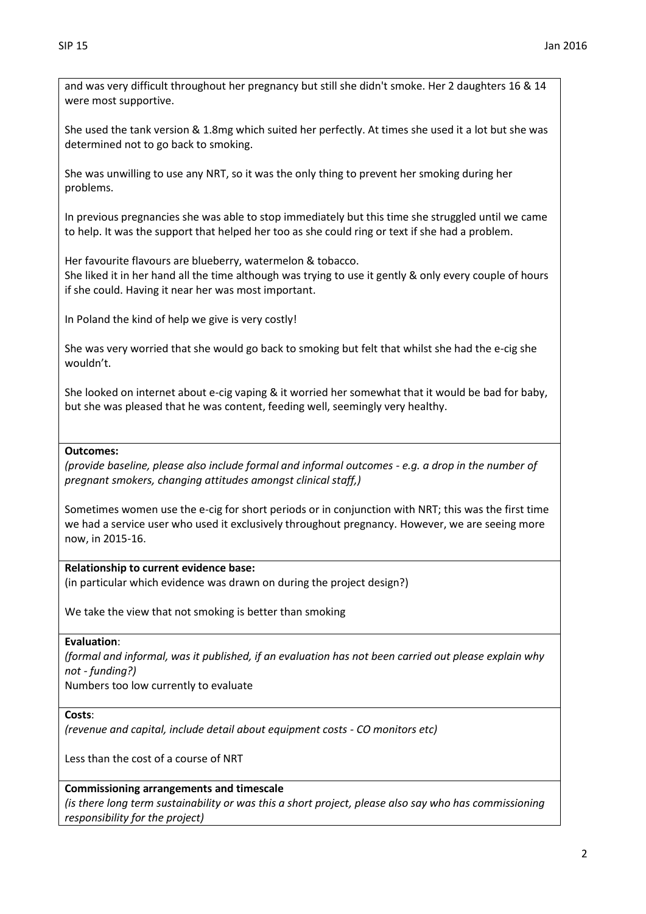and was very difficult throughout her pregnancy but still she didn't smoke. Her 2 daughters 16 & 14 were most supportive.

She used the tank version & 1.8mg which suited her perfectly. At times she used it a lot but she was determined not to go back to smoking.

She was unwilling to use any NRT, so it was the only thing to prevent her smoking during her problems.

In previous pregnancies she was able to stop immediately but this time she struggled until we came to help. It was the support that helped her too as she could ring or text if she had a problem.

Her favourite flavours are blueberry, watermelon & tobacco.
She liked it in her hand all the time although was trying to use it gently & only every couple of hours if she could. Having it near her was most important.

In Poland the kind of help we give is very costly!

She was very worried that she would go back to smoking but felt that whilst she had the e-cig she wouldn't.

She looked on internet about e-cig vaping & it worried her somewhat that it would be bad for baby, but she was pleased that he was content, feeding well, seemingly very healthy.

**Outcomes:**
*(provide baseline, please also include formal and informal outcomes - e.g. a drop in the number of pregnant smokers, changing attitudes amongst clinical staff,)*

Sometimes women use the e-cig for short periods or in conjunction with NRT; this was the first time we had a service user who used it exclusively throughout pregnancy. However, we are seeing more now, in 2015-16.

**Relationship to current evidence base:**
(in particular which evidence was drawn on during the project design?)

We take the view that not smoking is better than smoking

**Evaluation**:
*(formal and informal, was it published, if an evaluation has not been carried out please explain why not - funding?)*
Numbers too low currently to evaluate

**Costs**:
*(revenue and capital, include detail about equipment costs - CO monitors etc)*

Less than the cost of a course of NRT

**Commissioning arrangements and timescale**
*(is there long term sustainability or was this a short project, please also say who has commissioning responsibility for the project)*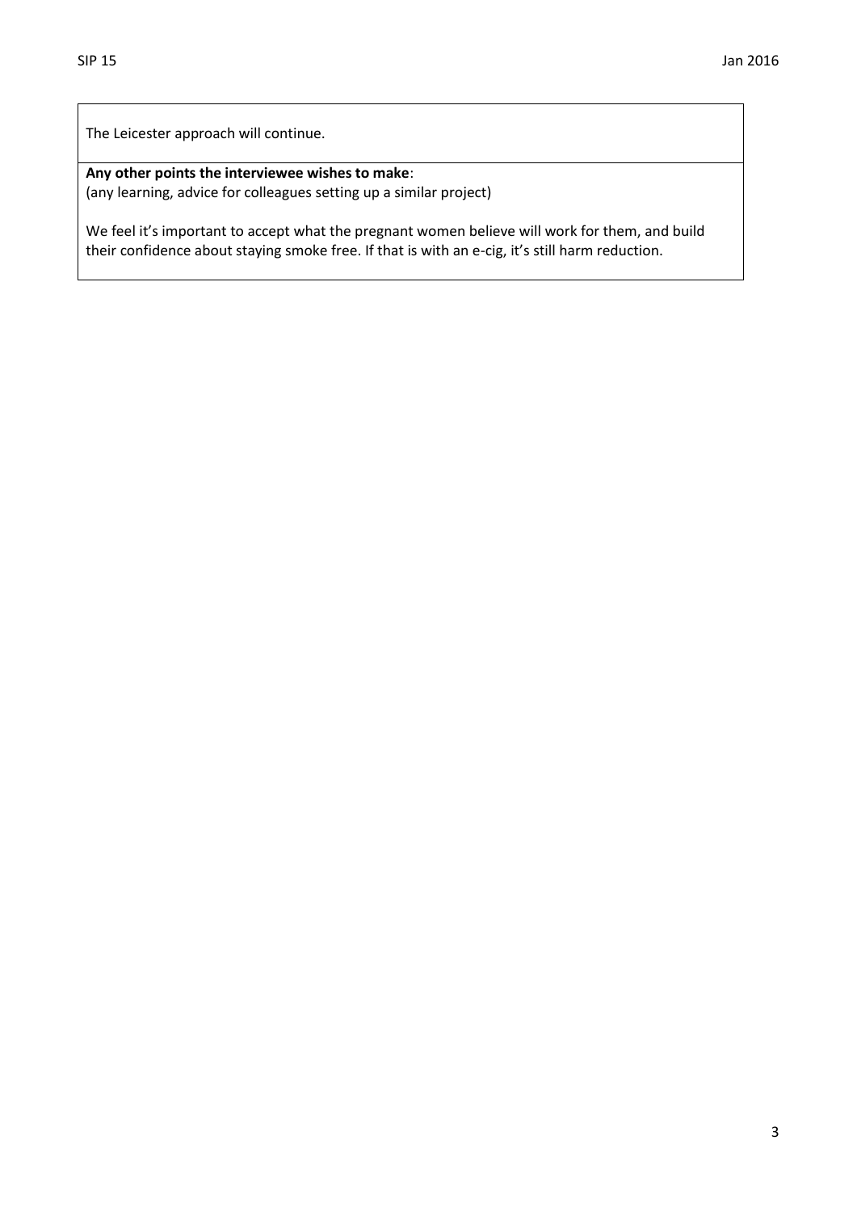The Leicester approach will continue.

**Any other points the interviewee wishes to make**:
(any learning, advice for colleagues setting up a similar project)

We feel it's important to accept what the pregnant women believe will work for them, and build their confidence about staying smoke free. If that is with an e-cig, it's still harm reduction.